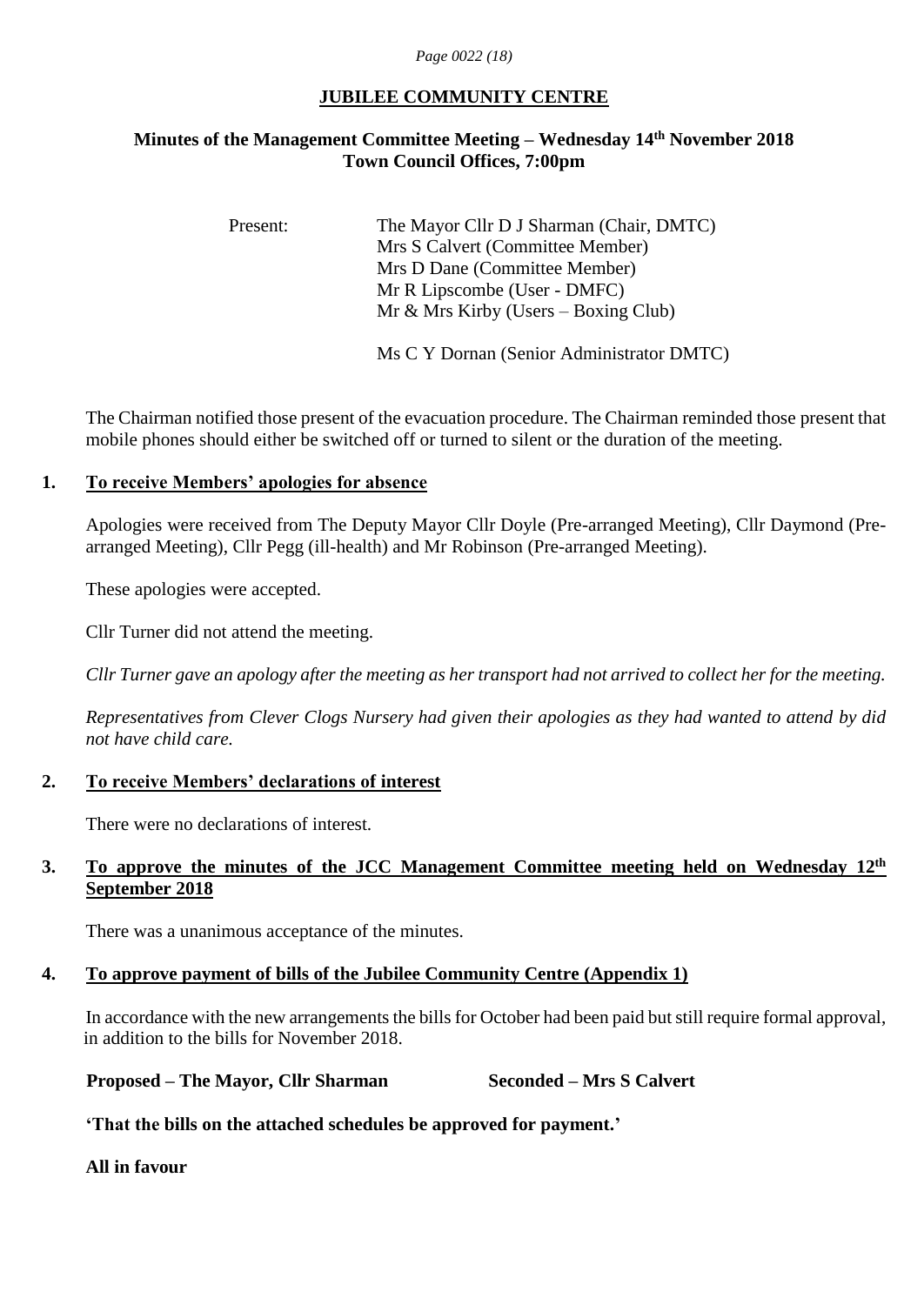# JUBILEE COMMUNITY CENTRE

## Minutes of the Management Committee Meeting – Wednesday 14th November 2018
## Town Council Offices, 7:00pm

Present:

The Mayor Cllr D J Sharman (Chair, DMTC)
Mrs S Calvert (Committee Member)
Mrs D Dane (Committee Member)
Mr R Lipscombe (User - DMFC)
Mr & Mrs Kirby (Users – Boxing Club)

Ms C Y Dornan (Senior Administrator DMTC)

The Chairman notified those present of the evacuation procedure. The Chairman reminded those present that mobile phones should either be switched off or turned to silent or the duration of the meeting.

### 1. To receive Members' apologies for absence

Apologies were received from The Deputy Mayor Cllr Doyle (Pre-arranged Meeting), Cllr Daymond (Pre-arranged Meeting), Cllr Pegg (ill-health) and Mr Robinson (Pre-arranged Meeting).

These apologies were accepted.

Cllr Turner did not attend the meeting.

*Cllr Turner gave an apology after the meeting as her transport had not arrived to collect her for the meeting.*

*Representatives from Clever Clogs Nursery had given their apologies as they had wanted to attend by did not have child care.*

### 2. To receive Members' declarations of interest

There were no declarations of interest.

### 3. To approve the minutes of the JCC Management Committee meeting held on Wednesday 12th September 2018

There was a unanimous acceptance of the minutes.

### 4. To approve payment of bills of the Jubilee Community Centre (Appendix 1)

In accordance with the new arrangements the bills for October had been paid but still require formal approval, in addition to the bills for November 2018.

**Proposed – The Mayor, Cllr Sharman** **Seconded – Mrs S Calvert**

**'That the bills on the attached schedules be approved for payment.'**

**All in favour**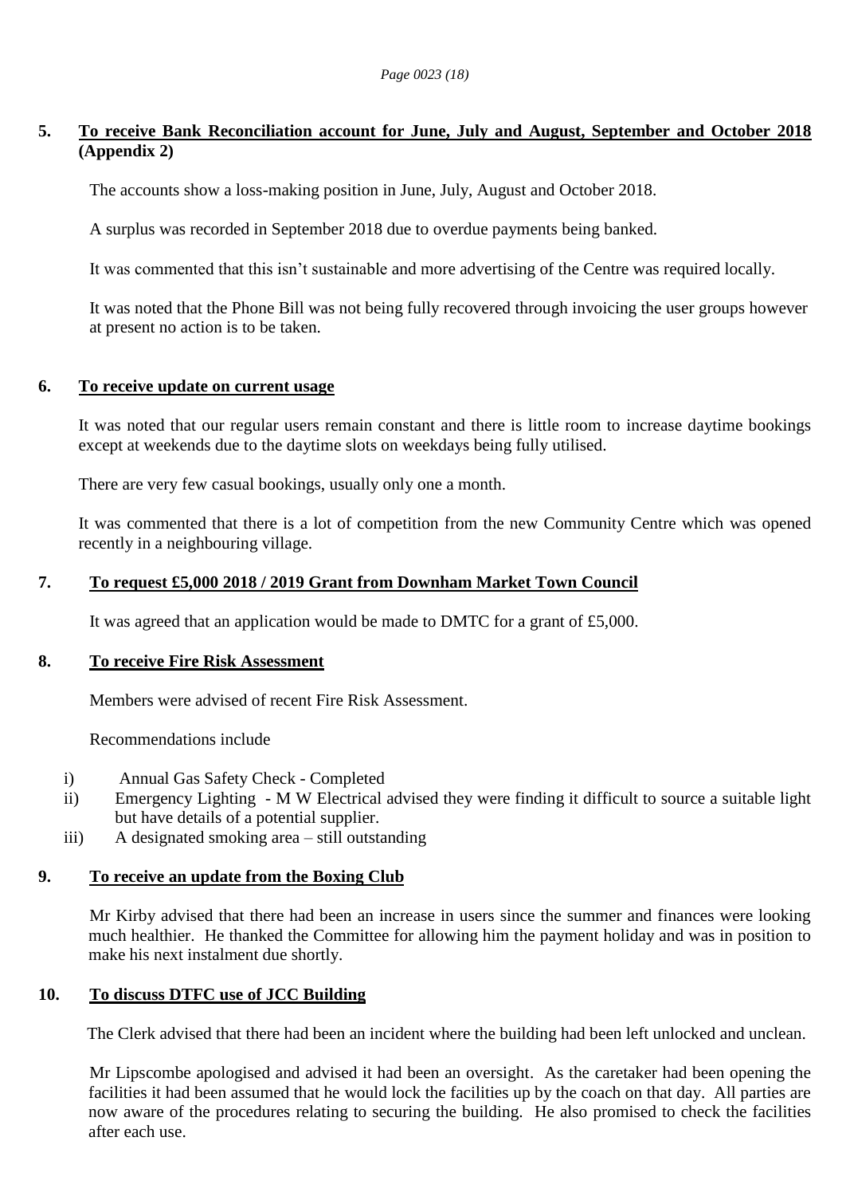## 5. To receive Bank Reconciliation account for June, July and August, September and October 2018 (Appendix 2)

The accounts show a loss-making position in June, July, August and October 2018.

A surplus was recorded in September 2018 due to overdue payments being banked.

It was commented that this isn't sustainable and more advertising of the Centre was required locally.

It was noted that the Phone Bill was not being fully recovered through invoicing the user groups however at present no action is to be taken.

## 6. To receive update on current usage

It was noted that our regular users remain constant and there is little room to increase daytime bookings except at weekends due to the daytime slots on weekdays being fully utilised.

There are very few casual bookings, usually only one a month.

It was commented that there is a lot of competition from the new Community Centre which was opened recently in a neighbouring village.

## 7. To request £5,000 2018 / 2019 Grant from Downham Market Town Council

It was agreed that an application would be made to DMTC for a grant of £5,000.

## 8. To receive Fire Risk Assessment

Members were advised of recent Fire Risk Assessment.

Recommendations include

- i) Annual Gas Safety Check - Completed
- ii) Emergency Lighting - M W Electrical advised they were finding it difficult to source a suitable light but have details of a potential supplier.
- iii) A designated smoking area – still outstanding

## 9. To receive an update from the Boxing Club

Mr Kirby advised that there had been an increase in users since the summer and finances were looking much healthier. He thanked the Committee for allowing him the payment holiday and was in position to make his next instalment due shortly.

## 10. To discuss DTFC use of JCC Building

The Clerk advised that there had been an incident where the building had been left unlocked and unclean.

Mr Lipscombe apologised and advised it had been an oversight. As the caretaker had been opening the facilities it had been assumed that he would lock the facilities up by the coach on that day. All parties are now aware of the procedures relating to securing the building. He also promised to check the facilities after each use.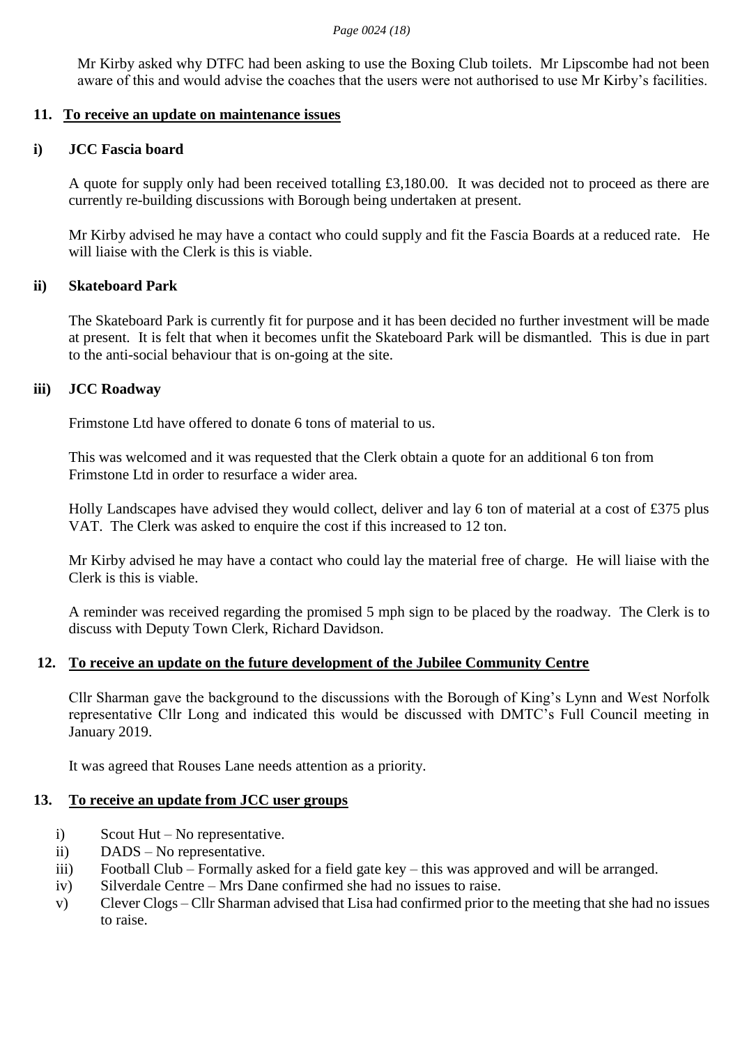Mr Kirby asked why DTFC had been asking to use the Boxing Club toilets. Mr Lipscombe had not been aware of this and would advise the coaches that the users were not authorised to use Mr Kirby's facilities.

## 11. To receive an update on maintenance issues

### i) JCC Fascia board

A quote for supply only had been received totalling £3,180.00. It was decided not to proceed as there are currently re-building discussions with Borough being undertaken at present.

Mr Kirby advised he may have a contact who could supply and fit the Fascia Boards at a reduced rate. He will liaise with the Clerk is this is viable.

### ii) Skateboard Park

The Skateboard Park is currently fit for purpose and it has been decided no further investment will be made at present. It is felt that when it becomes unfit the Skateboard Park will be dismantled. This is due in part to the anti-social behaviour that is on-going at the site.

### iii) JCC Roadway

Frimstone Ltd have offered to donate 6 tons of material to us.

This was welcomed and it was requested that the Clerk obtain a quote for an additional 6 ton from Frimstone Ltd in order to resurface a wider area.

Holly Landscapes have advised they would collect, deliver and lay 6 ton of material at a cost of £375 plus VAT. The Clerk was asked to enquire the cost if this increased to 12 ton.

Mr Kirby advised he may have a contact who could lay the material free of charge. He will liaise with the Clerk is this is viable.

A reminder was received regarding the promised 5 mph sign to be placed by the roadway. The Clerk is to discuss with Deputy Town Clerk, Richard Davidson.

## 12. To receive an update on the future development of the Jubilee Community Centre

Cllr Sharman gave the background to the discussions with the Borough of King's Lynn and West Norfolk representative Cllr Long and indicated this would be discussed with DMTC's Full Council meeting in January 2019.

It was agreed that Rouses Lane needs attention as a priority.

## 13. To receive an update from JCC user groups

i) Scout Hut – No representative.
ii) DADS – No representative.
iii) Football Club – Formally asked for a field gate key – this was approved and will be arranged.
iv) Silverdale Centre – Mrs Dane confirmed she had no issues to raise.
v) Clever Clogs – Cllr Sharman advised that Lisa had confirmed prior to the meeting that she had no issues to raise.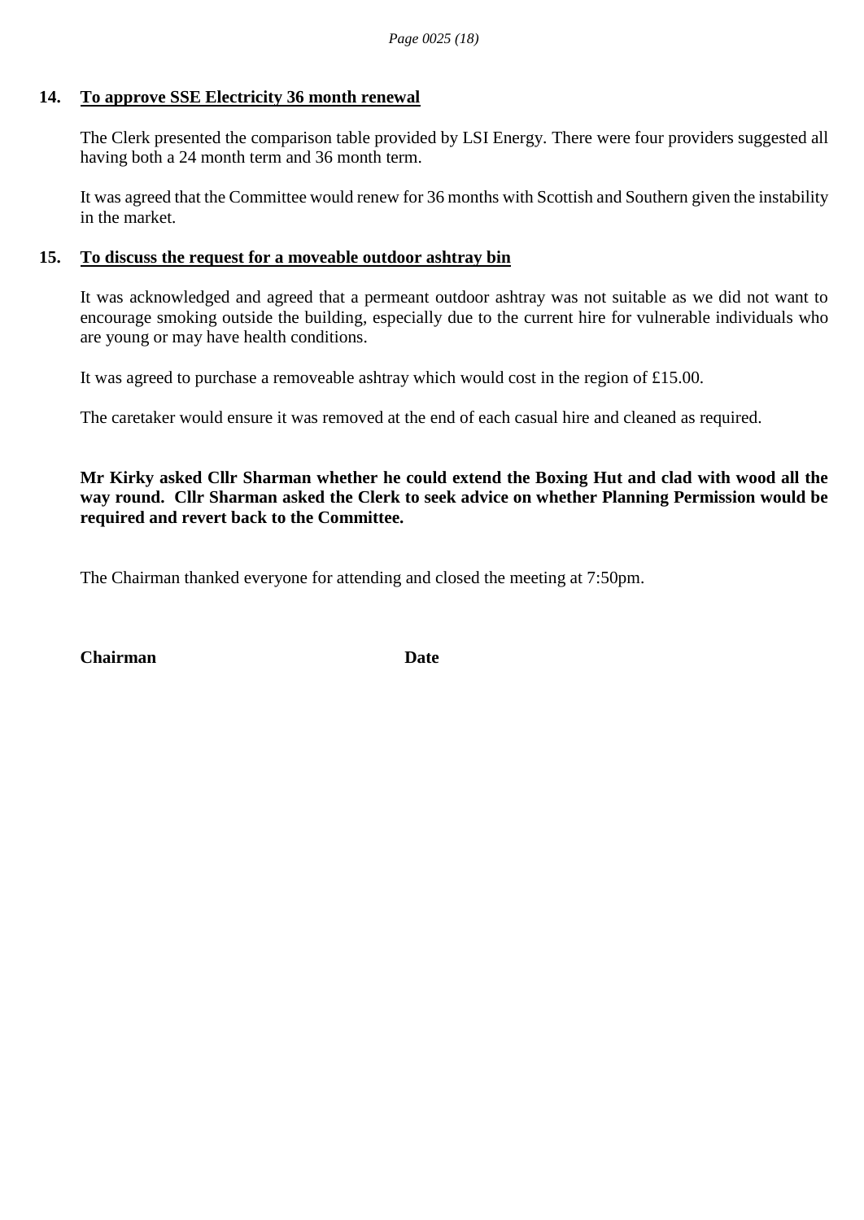## 14. To approve SSE Electricity 36 month renewal

The Clerk presented the comparison table provided by LSI Energy. There were four providers suggested all having both a 24 month term and 36 month term.

It was agreed that the Committee would renew for 36 months with Scottish and Southern given the instability in the market.

## 15. To discuss the request for a moveable outdoor ashtray bin

It was acknowledged and agreed that a permeant outdoor ashtray was not suitable as we did not want to encourage smoking outside the building, especially due to the current hire for vulnerable individuals who are young or may have health conditions.

It was agreed to purchase a removeable ashtray which would cost in the region of £15.00.

The caretaker would ensure it was removed at the end of each casual hire and cleaned as required.

**Mr Kirky asked Cllr Sharman whether he could extend the Boxing Hut and clad with wood all the way round. Cllr Sharman asked the Clerk to seek advice on whether Planning Permission would be required and revert back to the Committee.**

The Chairman thanked everyone for attending and closed the meeting at 7:50pm.

**Chairman** **Date**